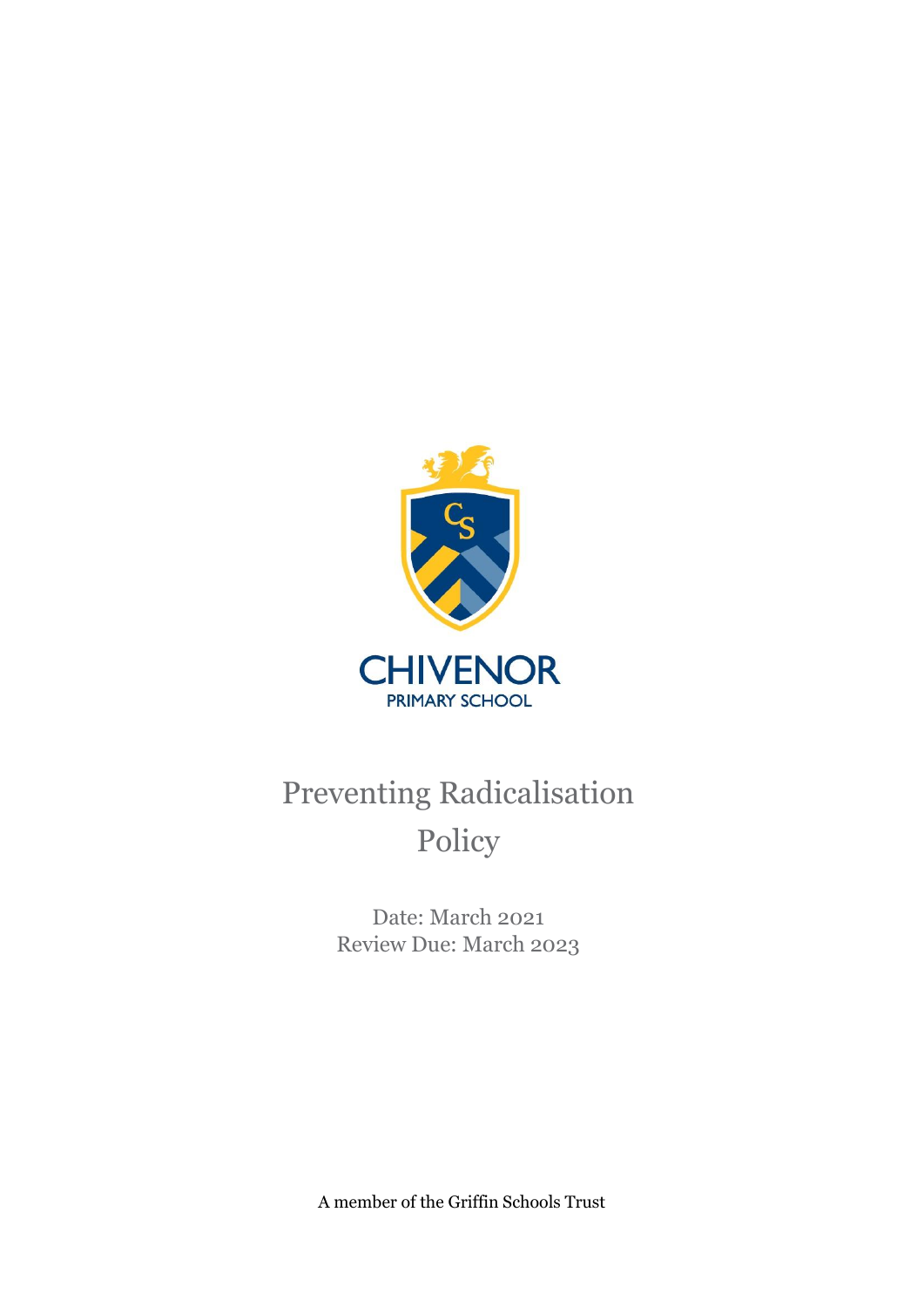CHIVENOR

PRIMARY SCHOOL

# Preventing Radicalisation Policy

Date: March 2021
Review Due: March 2023

A member of the Griffin Schools Trust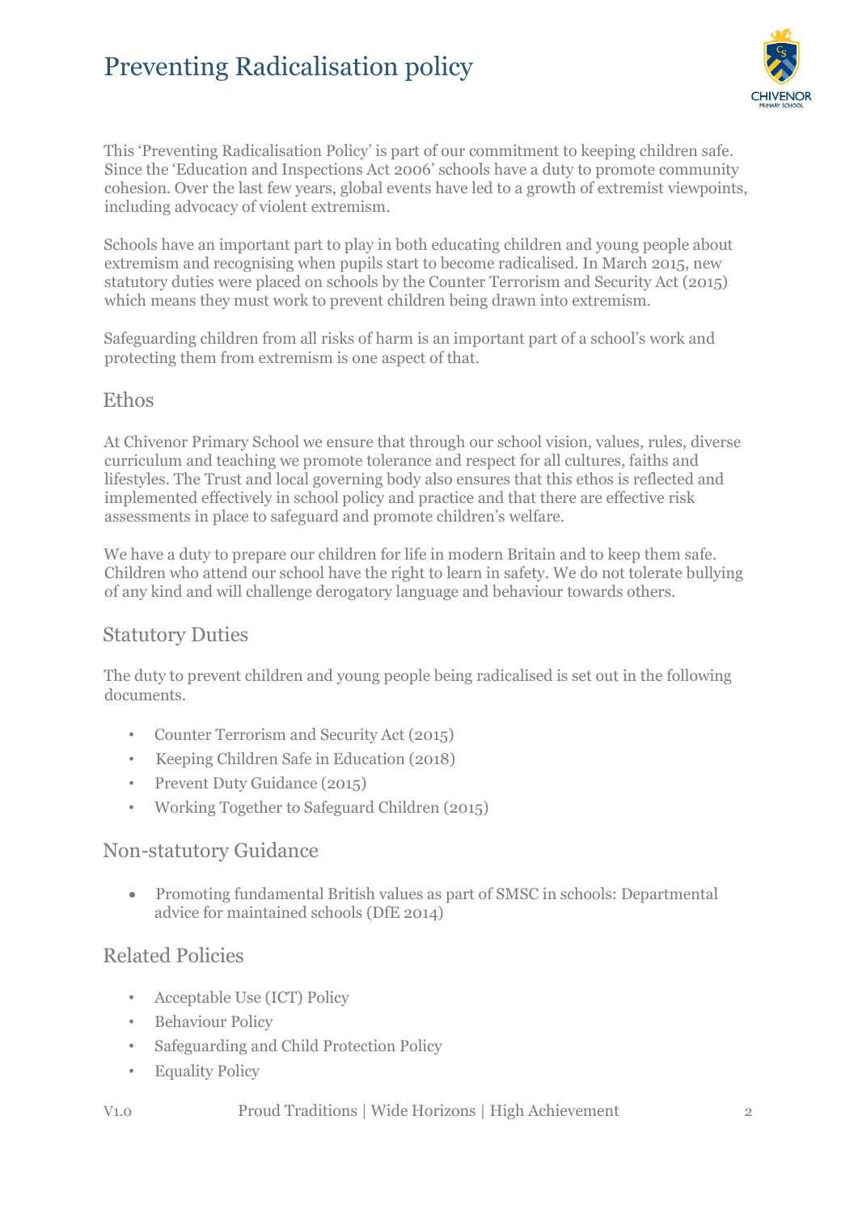# Preventing Radicalisation policy

This 'Preventing Radicalisation Policy' is part of our commitment to keeping children safe. Since the 'Education and Inspections Act 2006' schools have a duty to promote community cohesion. Over the last few years, global events have led to a growth of extremist viewpoints, including advocacy of violent extremism.

Schools have an important part to play in both educating children and young people about extremism and recognising when pupils start to become radicalised. In March 2015, new statutory duties were placed on schools by the Counter Terrorism and Security Act (2015) which means they must work to prevent children being drawn into extremism.

Safeguarding children from all risks of harm is an important part of a school's work and protecting them from extremism is one aspect of that.

## Ethos

At Chivenor Primary School we ensure that through our school vision, values, rules, diverse curriculum and teaching we promote tolerance and respect for all cultures, faiths and lifestyles. The Trust and local governing body also ensures that this ethos is reflected and implemented effectively in school policy and practice and that there are effective risk assessments in place to safeguard and promote children's welfare.

We have a duty to prepare our children for life in modern Britain and to keep them safe. Children who attend our school have the right to learn in safety. We do not tolerate bullying of any kind and will challenge derogatory language and behaviour towards others.

## Statutory Duties

The duty to prevent children and young people being radicalised is set out in the following documents.

- Counter Terrorism and Security Act (2015)
- Keeping Children Safe in Education (2018)
- Prevent Duty Guidance (2015)
- Working Together to Safeguard Children (2015)

## Non-statutory Guidance

- Promoting fundamental British values as part of SMSC in schools: Departmental advice for maintained schools (DfE 2014)

## Related Policies

- Acceptable Use (ICT) Policy
- Behaviour Policy
- Safeguarding and Child Protection Policy
- Equality Policy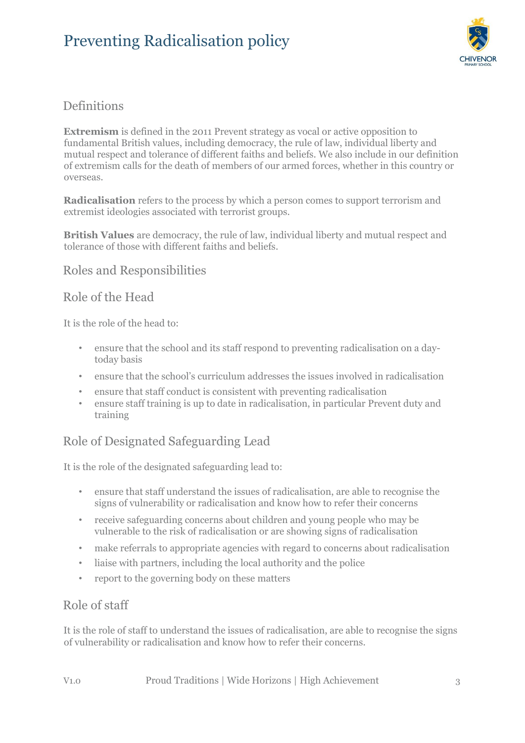## Definitions

**Extremism** is defined in the 2011 Prevent strategy as vocal or active opposition to fundamental British values, including democracy, the rule of law, individual liberty and mutual respect and tolerance of different faiths and beliefs. We also include in our definition of extremism calls for the death of members of our armed forces, whether in this country or overseas.

**Radicalisation** refers to the process by which a person comes to support terrorism and extremist ideologies associated with terrorist groups.

**British Values** are democracy, the rule of law, individual liberty and mutual respect and tolerance of those with different faiths and beliefs.

## Roles and Responsibilities

## Role of the Head

It is the role of the head to:

- ensure that the school and its staff respond to preventing radicalisation on a day-today basis
- ensure that the school's curriculum addresses the issues involved in radicalisation
- ensure that staff conduct is consistent with preventing radicalisation
- ensure staff training is up to date in radicalisation, in particular Prevent duty and training

## Role of Designated Safeguarding Lead

It is the role of the designated safeguarding lead to:

- ensure that staff understand the issues of radicalisation, are able to recognise the signs of vulnerability or radicalisation and know how to refer their concerns
- receive safeguarding concerns about children and young people who may be vulnerable to the risk of radicalisation or are showing signs of radicalisation
- make referrals to appropriate agencies with regard to concerns about radicalisation
- liaise with partners, including the local authority and the police
- report to the governing body on these matters

## Role of staff

It is the role of staff to understand the issues of radicalisation, are able to recognise the signs of vulnerability or radicalisation and know how to refer their concerns.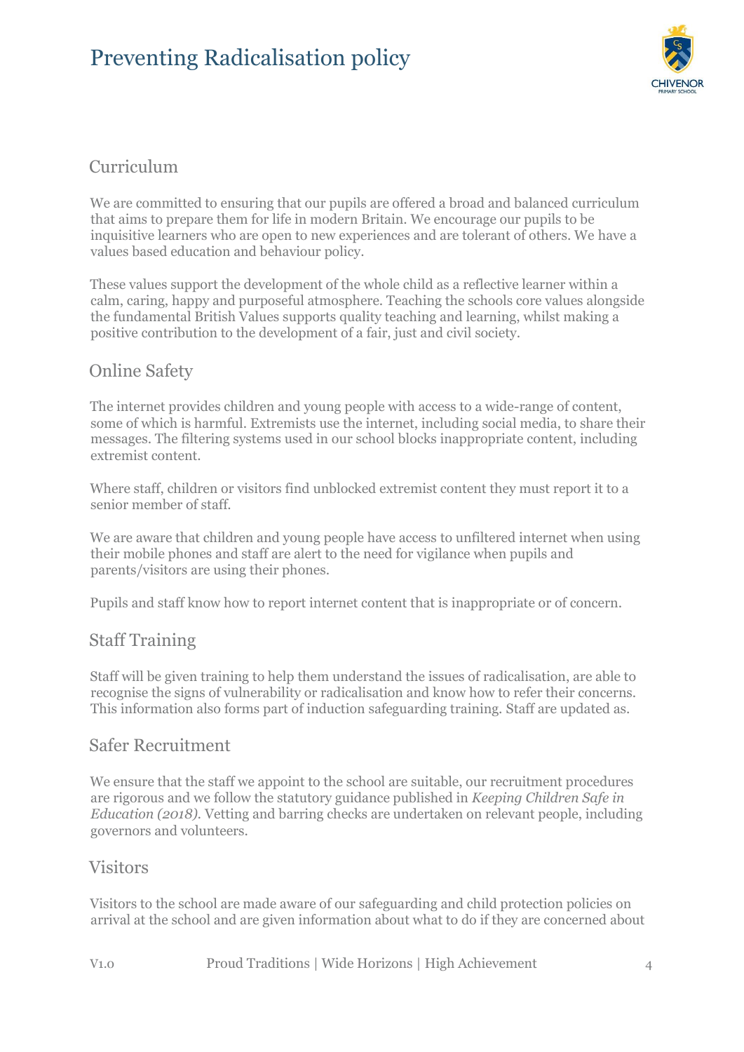## Curriculum

We are committed to ensuring that our pupils are offered a broad and balanced curriculum that aims to prepare them for life in modern Britain. We encourage our pupils to be inquisitive learners who are open to new experiences and are tolerant of others. We have a values based education and behaviour policy.

These values support the development of the whole child as a reflective learner within a calm, caring, happy and purposeful atmosphere. Teaching the schools core values alongside the fundamental British Values supports quality teaching and learning, whilst making a positive contribution to the development of a fair, just and civil society.

## Online Safety

The internet provides children and young people with access to a wide-range of content, some of which is harmful. Extremists use the internet, including social media, to share their messages. The filtering systems used in our school blocks inappropriate content, including extremist content.

Where staff, children or visitors find unblocked extremist content they must report it to a senior member of staff.

We are aware that children and young people have access to unfiltered internet when using their mobile phones and staff are alert to the need for vigilance when pupils and parents/visitors are using their phones.

Pupils and staff know how to report internet content that is inappropriate or of concern.

## Staff Training

Staff will be given training to help them understand the issues of radicalisation, are able to recognise the signs of vulnerability or radicalisation and know how to refer their concerns. This information also forms part of induction safeguarding training. Staff are updated as.

## Safer Recruitment

We ensure that the staff we appoint to the school are suitable, our recruitment procedures are rigorous and we follow the statutory guidance published in *Keeping Children Safe in Education (2018)*. Vetting and barring checks are undertaken on relevant people, including governors and volunteers.

## Visitors

Visitors to the school are made aware of our safeguarding and child protection policies on arrival at the school and are given information about what to do if they are concerned about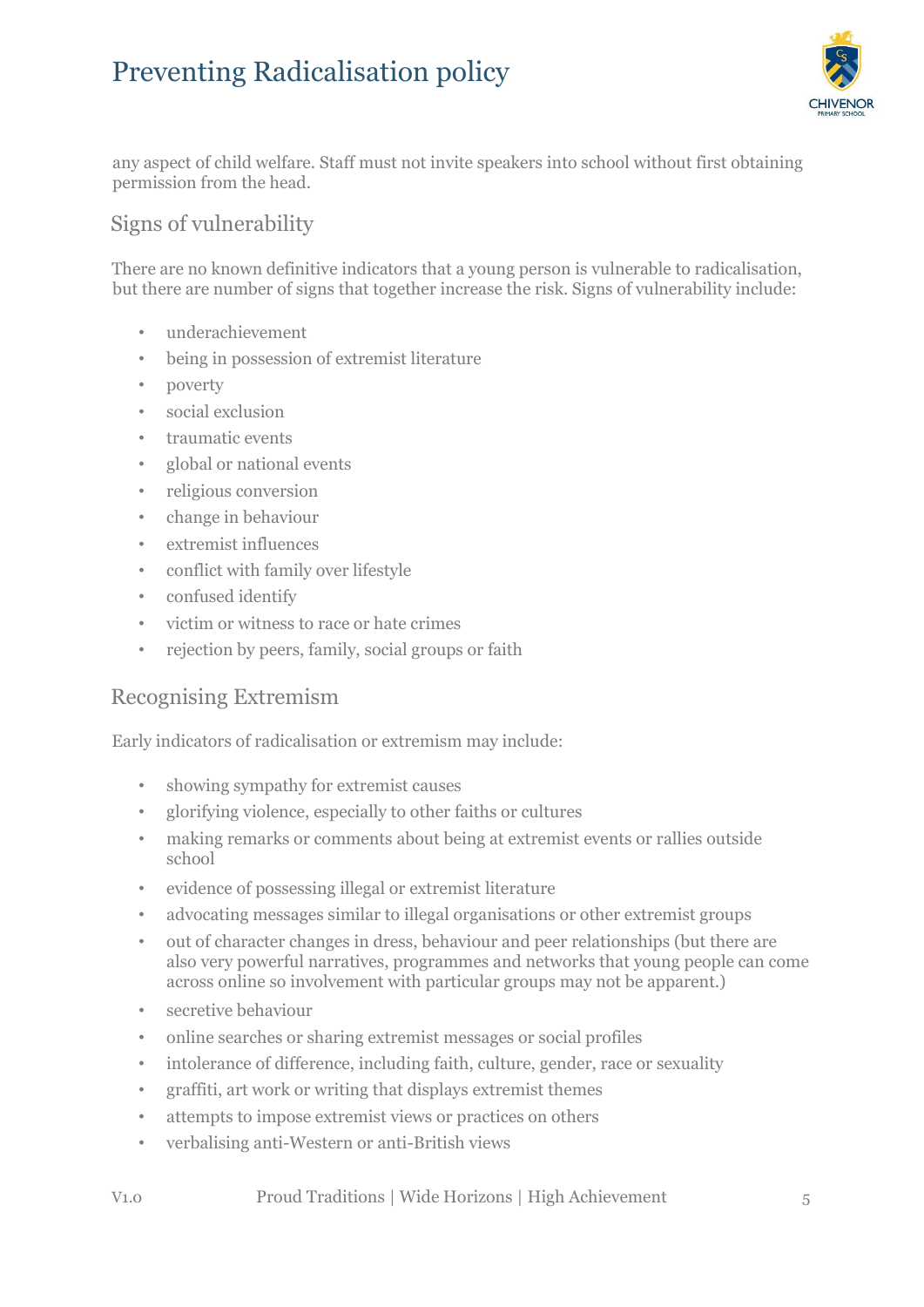any aspect of child welfare. Staff must not invite speakers into school without first obtaining permission from the head.

## Signs of vulnerability

There are no known definitive indicators that a young person is vulnerable to radicalisation, but there are number of signs that together increase the risk. Signs of vulnerability include:

- underachievement
- being in possession of extremist literature
- poverty
- social exclusion
- traumatic events
- global or national events
- religious conversion
- change in behaviour
- extremist influences
- conflict with family over lifestyle
- confused identify
- victim or witness to race or hate crimes
- rejection by peers, family, social groups or faith

## Recognising Extremism

Early indicators of radicalisation or extremism may include:

- showing sympathy for extremist causes
- glorifying violence, especially to other faiths or cultures
- making remarks or comments about being at extremist events or rallies outside school
- evidence of possessing illegal or extremist literature
- advocating messages similar to illegal organisations or other extremist groups
- out of character changes in dress, behaviour and peer relationships (but there are also very powerful narratives, programmes and networks that young people can come across online so involvement with particular groups may not be apparent.)
- secretive behaviour
- online searches or sharing extremist messages or social profiles
- intolerance of difference, including faith, culture, gender, race or sexuality
- graffiti, art work or writing that displays extremist themes
- attempts to impose extremist views or practices on others
- verbalising anti-Western or anti-British views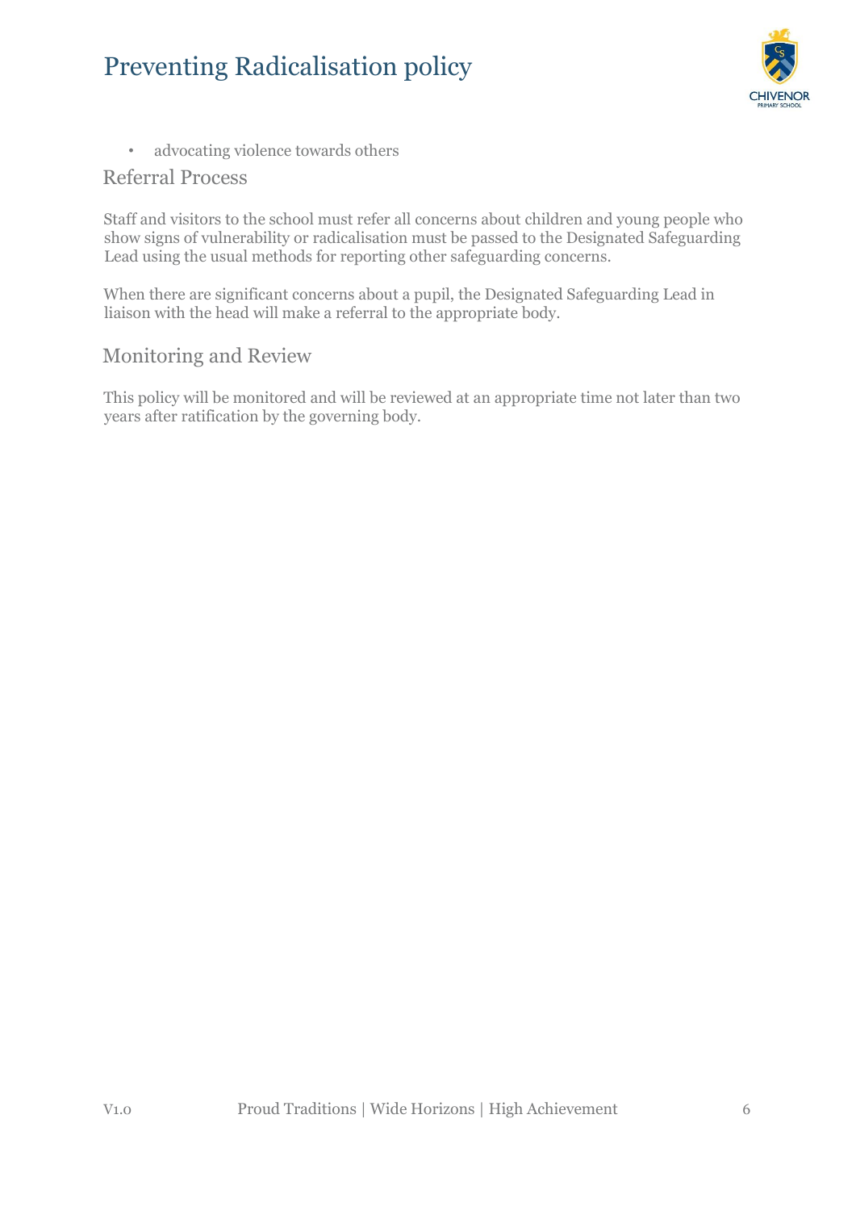- advocating violence towards others

## Referral Process

Staff and visitors to the school must refer all concerns about children and young people who show signs of vulnerability or radicalisation must be passed to the Designated Safeguarding Lead using the usual methods for reporting other safeguarding concerns.

When there are significant concerns about a pupil, the Designated Safeguarding Lead in liaison with the head will make a referral to the appropriate body.

## Monitoring and Review

This policy will be monitored and will be reviewed at an appropriate time not later than two years after ratification by the governing body.